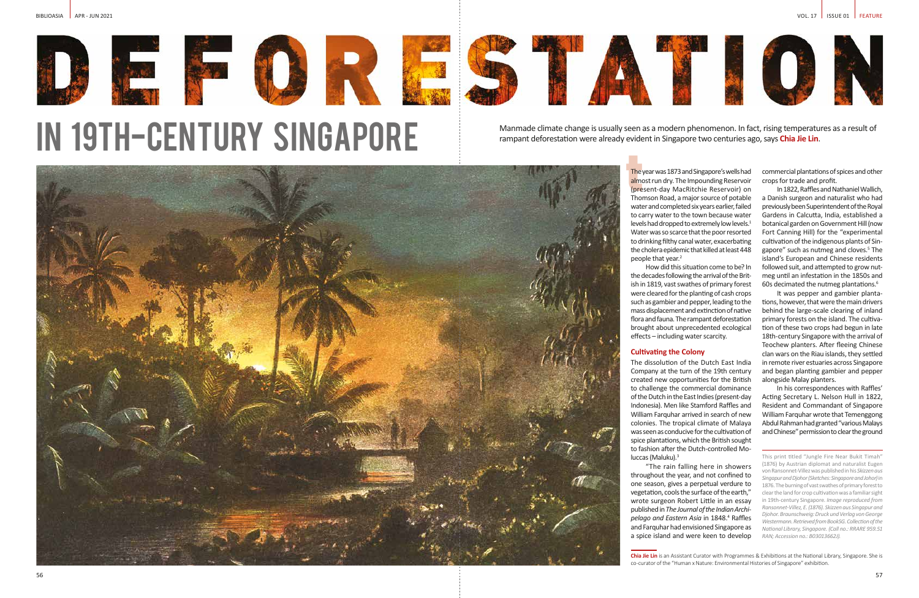# DEFORESTATION IN 19TH-CENTURY SINGAPORE

Manmade climate change is usually seen as a modern phenomenon. In fact, rising temperatures as a result of rampant deforestation were already evident in Singapore two centuries ago, says **Chia Jie Lin**.

The year was 1873 and Singapore's wells had almost run dry. The Impounding Reservoir (present-day MacRitchie Reservoir) on Thomson Road, a major source of potable water and completed six years earlier, failed to carry water to the town because water levels had dropped to extremely low levels.[1] Water was so scarce that the poor resorted to drinking filthy canal water, exacerbating the cholera epidemic that killed at least 448 people that year.[2]

How did this situation come to be? In the decades following the arrival of the British in 1819, vast swathes of primary forest were cleared for the planting of cash crops such as gambier and pepper, leading to the mass displacement and extinction of native flora and fauna. The rampant deforestation brought about unprecedented ecological effects – including water scarcity.

### Cultivating the Colony

The dissolution of the Dutch East India Company at the turn of the 19th century created new opportunities for the British to challenge the commercial dominance of the Dutch in the East Indies (present-day Indonesia). Men like Stamford Raffles and William Farquhar arrived in search of new colonies. The tropical climate of Malaya was seen as conducive for the cultivation of spice plantations, which the British sought to fashion after the Dutch-controlled Moluccas (Maluku).[3]

"The rain falling here in showers throughout the year, and not confined to one season, gives a perpetual verdure to vegetation, cools the surface of the earth," wrote surgeon Robert Little in an essay published in *The Journal of the Indian Archipelago and Eastern Asia* in 1848.[4] Raffles and Farquhar had envisioned Singapore as a spice island and were keen to develop commercial plantations of spices and other crops for trade and profit.

In 1822, Raffles and Nathaniel Wallich, a Danish surgeon and naturalist who had previously been Superintendent of the Royal Gardens in Calcutta, India, established a botanical garden on Government Hill (now Fort Canning Hill) for the "experimental cultivation of the indigenous plants of Singapore" such as nutmeg and cloves.[5] The island's European and Chinese residents followed suit, and attempted to grow nutmeg until an infestation in the 1850s and 60s decimated the nutmeg plantations.[6]

It was pepper and gambier plantations, however, that were the main drivers behind the large-scale clearing of inland primary forests on the island. The cultivation of these two crops had begun in late 18th-century Singapore with the arrival of Teochew planters. After fleeing Chinese clan wars on the Riau islands, they settled in remote river estuaries across Singapore and began planting gambier and pepper alongside Malay planters.

In his correspondences with Raffles' Acting Secretary L. Nelson Hull in 1822, Resident and Commandant of Singapore William Farquhar wrote that Temenggong Abdul Rahman had granted "various Malays and Chinese" permission to clear the ground

This print titled "Jungle Fire Near Bukit Timah" (1876) by Austrian diplomat and naturalist Eugen von Ransonnet-Villez was published in his *Skizzen aus Singapur und Djohor (Sketches: Singapore and Johor)* in 1876. The burning of vast swathes of primary forest to clear the land for crop cultivation was a familiar sight in 19th-century Singapore. *Image reproduced from Ransonnet-Villez, E. (1876). Skizzen aus Singapur and Djohor. Braunschweig: Druck und Verlag von George Westermann. Retrieved from BookSG. Collection of the National Library, Singapore. (Call no.: RRARE 959.51 RAN; Accession no.: B03013662J).*

**Chia Jie Lin** is an Assistant Curator with Programmes & Exhibitions at the National Library, Singapore. She is co-curator of the "Human x Nature: Environmental Histories of Singapore" exhibition.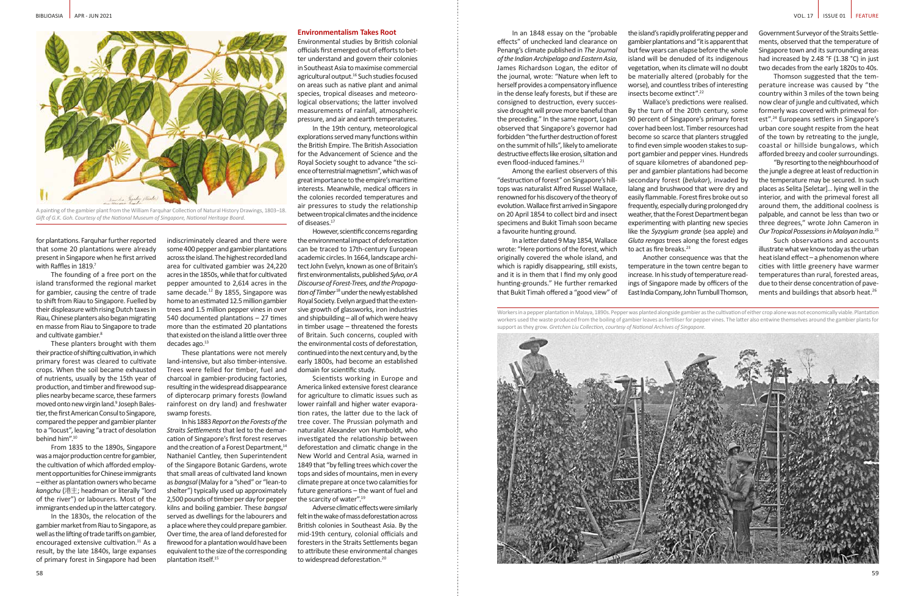A painting of the gambier plant from the William Farquhar Collection of Natural History Drawings, 1803–18. *Gift of G.K. Goh. Courtesy of the National Museum of Singapore, National Heritage Board.*

for plantations. Farquhar further reported that some 20 plantations were already present in Singapore when he first arrived with Raffles in 1819.[7]

The founding of a free port on the island transformed the regional market for gambier, causing the centre of trade to shift from Riau to Singapore. Fuelled by their displeasure with rising Dutch taxes in Riau, Chinese planters also began migrating en masse from Riau to Singapore to trade and cultivate gambier.[8]

These planters brought with them their practice of shifting cultivation, in which primary forest was cleared to cultivate crops. When the soil became exhausted of nutrients, usually by the 15th year of production, and timber and firewood supplies nearby became scarce, these farmers moved onto new virgin land.[9] Joseph Balestier, the first American Consul to Singapore, compared the pepper and gambier planter to a "locust", leaving "a tract of desolation behind him".[10]

From 1835 to the 1890s, Singapore was a major production centre for gambier, the cultivation of which afforded employment opportunities for Chinese immigrants – either as plantation owners who became *kangchu* (港主; headman or literally "lord of the river") or labourers. Most of the immigrants ended up in the latter category.

In the 1830s, the relocation of the gambier market from Riau to Singapore, as well as the lifting of trade tariffs on gambier, encouraged extensive cultivation.[11] As a result, by the late 1840s, large expanses of primary forest in Singapore had been indiscriminately cleared and there were some 400 pepper and gambier plantations across the island. The highest recorded land area for cultivated gambier was 24,220 acres in the 1850s, while that for cultivated pepper amounted to 2,614 acres in the same decade.[12] By 1855, Singapore was home to an estimated 12.5 million gambier trees and 1.5 million pepper vines in over 540 documented plantations – 27 times more than the estimated 20 plantations that existed on the island a little over three decades ago.[13]

These plantations were not merely land-intensive, but also timber-intensive. Trees were felled for timber, fuel and charcoal in gambier-producing factories, resulting in the widespread disappearance of dipterocarp primary forests (lowland rainforest on dry land) and freshwater swamp forests.

In his 1883 *Report on the Forests of the Straits Settlements* that led to the demarcation of Singapore's first forest reserves and the creation of a Forest Department,[14] Nathaniel Cantley, then Superintendent of the Singapore Botanic Gardens, wrote that small areas of cultivated land known as *bangsal* (Malay for a "shed" or "lean-to shelter") typically used up approximately 2,500 pounds of timber per day for pepper kilns and boiling gambier. These *bangsal* served as dwellings for the labourers and a place where they could prepare gambier. Over time, the area of land deforested for firewood for a plantation would have been equivalent to the size of the corresponding plantation itself.[15]

## Environmentalism Takes Root

Environmental studies by British colonial officials first emerged out of efforts to better understand and govern their colonies in Southeast Asia to maximise commercial agricultural output.[16] Such studies focused on areas such as native plant and animal species, tropical diseases and meteorological observations; the latter involved measurements of rainfall, atmospheric pressure, and air and earth temperatures.

In the 19th century, meteorological explorations served many functions within the British Empire. The British Association for the Advancement of Science and the Royal Society sought to advance "the science of terrestrial magnetism", which was of great importance to the empire's maritime interests. Meanwhile, medical officers in the colonies recorded temperatures and air pressures to study the relationship between tropical climates and the incidence of diseases.[17]

However, scientific concerns regarding the environmental impact of deforestation can be traced to 17th-century European academic circles. In 1664, landscape architect John Evelyn, known as one of Britain's first environmentalists, published *Sylva, or A Discourse of Forest-Trees, and the Propagation of Timber*[18] under the newly established Royal Society. Evelyn argued that the extensive growth of glassworks, iron industries and shipbuilding – all of which were heavy in timber usage – threatened the forests of Britain. Such concerns, coupled with the environmental costs of deforestation, continued into the next century and, by the early 1800s, had become an established domain for scientific study.

Scientists working in Europe and America linked extensive forest clearance for agriculture to climatic issues such as lower rainfall and higher water evaporation rates, the latter due to the lack of tree cover. The Prussian polymath and naturalist Alexander von Humboldt, who investigated the relationship between deforestation and climatic change in the New World and Central Asia, warned in 1849 that "by felling trees which cover the tops and sides of mountains, men in every climate prepare at once two calamities for future generations – the want of fuel and the scarcity of water".[19]

Adverse climatic effects were similarly felt in the wake of mass deforestation across British colonies in Southeast Asia. By the mid-19th century, colonial officials and foresters in the Straits Settlements began to attribute these environmental changes to widespread deforestation.[20]

In an 1848 essay on the "probable effects" of unchecked land clearance on Penang's climate published in *The Journal of the Indian Archipelago and Eastern Asia*, James Richardson Logan, the editor of the journal, wrote: "Nature when left to herself provides a compensatory influence in the dense leafy forests, but if these are consigned to destruction, every successive drought will prove more baneful than the preceding." In the same report, Logan observed that Singapore's governor had forbidden "the further destruction of forest on the summit of hills", likely to ameliorate destructive effects like erosion, siltation and even flood-induced famines.[21]

Among the earliest observers of this "destruction of forest" on Singapore's hilltops was naturalist Alfred Russel Wallace, renowned for his discovery of the theory of evolution. Wallace first arrived in Singapore on 20 April 1854 to collect bird and insect specimens and Bukit Timah soon became a favourite hunting ground.

In a letter dated 9 May 1854, Wallace wrote: "Here portions of the forest, which originally covered the whole island, and which is rapidly disappearing, still exists, and it is in them that I find my only good hunting-grounds." He further remarked that Bukit Timah offered a "good view" of the island's rapidly proliferating pepper and gambier plantations and "it is apparent that but few years can elapse before the whole island will be denuded of its indigenous vegetation, when its climate will no doubt be materially altered (probably for the worse), and countless tribes of interesting insects become extinct".[22]

Wallace's predictions were realised. By the turn of the 20th century, some 90 percent of Singapore's primary forest cover had been lost. Timber resources had become so scarce that planters struggled to find even simple wooden stakes to support gambier and pepper vines. Hundreds of square kilometres of abandoned pepper and gambier plantations had become secondary forest (*belukar*), invaded by lalang and brushwood that were dry and easily flammable. Forest fires broke out so frequently, especially during prolonged dry weather, that the Forest Department began experimenting with planting new species like the *Syzygium grande* (sea apple) and *Gluta rengas* trees along the forest edges to act as fire breaks.[23]

Another consequence was that the temperature in the town centre began to increase. In his study of temperature readings of Singapore made by officers of the East India Company, John Turnbull Thomson, Government Surveyor of the Straits Settlements, observed that the temperature of Singapore town and its surrounding areas had increased by 2.48 °F (1.38 °C) in just two decades from the early 1820s to 40s.

Thomson suggested that the temperature increase was caused by "the country within 3 miles of the town being now clear of jungle and cultivated, which formerly was covered with primeval forest".[24] Europeans settlers in Singapore's urban core sought respite from the heat of the town by retreating to the jungle, coastal or hillside bungalows, which afforded breezy and cooler surroundings.

"By resorting to the neighbourhood of the jungle a degree at least of reduction in the temperature may be secured. In such places as Selita [Seletar]… lying well in the interior, and with the primeval forest all around them, the additional coolness is palpable, and cannot be less than two or three degrees," wrote John Cameron in *Our Tropical Possessions in Malayan India*.[25]

Such observations and accounts illustrate what we know today as the urban heat island effect – a phenomenon where cities with little greenery have warmer temperatures than rural, forested areas, due to their dense concentration of pavements and buildings that absorb heat.[26]

Workers in a pepper plantation in Malaya, 1890s. Pepper was planted alongside gambier as the cultivation of either crop alone was not economically viable. Plantation workers used the waste produced from the boiling of gambier leaves as fertiliser for pepper vines. The latter also entwine themselves around the gambier plants for support as they grow. *Gretchen Liu Collection, courtesy of National Archives of Singapore.*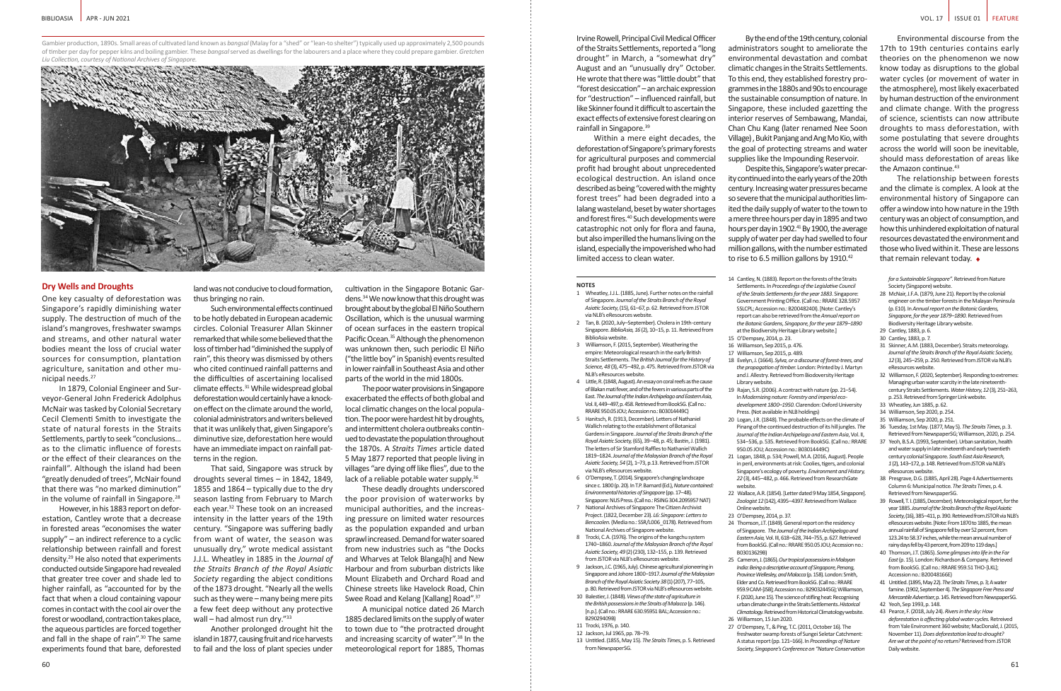Gambier production, 1890s. Small areas of cultivated land known as *bangsal* (Malay for a "shed" or "lean-to shelter") typically used up approximately 2,500 pounds of timber per day for pepper kilns and boiling gambier. These *bangsal* served as dwellings for the labourers and a place where they could prepare gambier. *Gretchen Liu Collection, courtesy of National Archives of Singapore.*

## Dry Wells and Droughts

One key casualty of deforestation was Singapore's rapidly diminishing water supply. The destruction of much of the island's mangroves, freshwater swamps and streams, and other natural water bodies meant the loss of crucial water sources for consumption, plantation agriculture, sanitation and other municipal needs.[27]

In 1879, Colonial Engineer and Surveyor-General John Frederick Adolphus McNair was tasked by Colonial Secretary Cecil Clementi Smith to investigate the state of natural forests in the Straits Settlements, partly to seek "conclusions... as to the climatic influence of forests or the effect of their clearances on the rainfall". Although the island had been "greatly denuded of trees", McNair found that there was "no marked diminution" in the volume of rainfall in Singapore.[28]

However, in his 1883 report on deforestation, Cantley wrote that a decrease in forested areas "economises the water supply" – an indirect reference to a cyclic relationship between rainfall and forest density.[29] He also noted that experiments conducted outside Singapore had revealed that greater tree cover and shade led to higher rainfall, as "accounted for by the fact that when a cloud containing vapour comes in contact with the cool air over the forest or woodland, contraction takes place, the aqueous particles are forced together and fall in the shape of rain".[30] The same experiments found that bare, deforested land was not conducive to cloud formation, thus bringing no rain.

Such environmental effects continued to be hotly debated in European academic circles. Colonial Treasurer Allan Skinner remarked that while some believed that the loss of timber had "diminished the supply of rain", this theory was dismissed by others who cited continued rainfall patterns and the difficulties of ascertaining localised climate effects.[31] While widespread global deforestation would certainly have a knock-on effect on the climate around the world, colonial administrators and writers believed that it was unlikely that, given Singapore's diminutive size, deforestation here would have an immediate impact on rainfall patterns in the region.

That said, Singapore was struck by droughts several times – in 1842, 1849, 1855 and 1864 – typically due to the dry season lasting from February to March each year.[32] These took on an increased intensity in the latter years of the 19th century. "Singapore was suffering badly from want of water, the season was unusually dry," wrote medical assistant J.J.L. Wheatley in 1885 in the *Journal of the Straits Branch of the Royal Asiatic Society* regarding the abject conditions of the 1873 drought. "Nearly all the wells such as they were – many being mere pits a few feet deep without any protective wall – had almost run dry."[33]

Another prolonged drought hit the island in 1877, causing fruit and rice harvests to fail and the loss of plant species under cultivation in the Singapore Botanic Gardens.[34] We now know that this drought was brought about by the global El Niño Southern Oscillation, which is the unusual warming of ocean surfaces in the eastern tropical Pacific Ocean.[35] Although the phenomenon was unknown then, such periodic El Niño ("the little boy" in Spanish) events resulted in lower rainfall in Southeast Asia and other parts of the world in the mid 1800s.

The poor water provisions in Singapore exacerbated the effects of both global and local climatic changes on the local population. The poor were hardest hit by droughts, and intermittent cholera outbreaks continued to devastate the population throughout the 1870s. A *Straits Times* article dated 5 May 1877 reported that people living in villages "are dying off like flies", due to the lack of a reliable potable water supply.[36]

These deadly droughts underscored the poor provision of waterworks by municipal authorities, and the increasing pressure on limited water resources as the population expanded and urban sprawl increased. Demand for water soared from new industries such as "the Docks and Wharves at Telok Blanga[h] and New Harbour and from suburban districts like Mount Elizabeth and Orchard Road and Chinese streets like Havelock Road, Chin Swee Road and Kelang [Kallang] Road".[37]

A municipal notice dated 26 March 1885 declared limits on the supply of water to town due to "the protracted drought and increasing scarcity of water".[38] In the meteorological report for 1885, Thomas Irvine Rowell, Principal Civil Medical Officer of the Straits Settlements, reported a "long drought" in March, a "somewhat dry" August and an "unusually dry" October. He wrote that there was "little doubt" that "forest desiccation" – an archaic expression for "destruction" – influenced rainfall, but like Skinner found it difficult to ascertain the exact effects of extensive forest clearing on rainfall in Singapore.[39]

Within a mere eight decades, the deforestation of Singapore's primary forests for agricultural purposes and commercial profit had brought about unprecedented ecological destruction. An island once described as being "covered with the mighty forest trees" had been degraded into a lalang wasteland, beset by water shortages and forest fires.[40] Such developments were catastrophic not only for flora and fauna, but also imperilled the humans living on the island, especially the impoverished who had limited access to clean water.

By the end of the 19th century, colonial administrators sought to ameliorate the environmental devastation and combat climatic changes in the Straits Settlements. To this end, they established forestry programmes in the 1880s and 90s to encourage the sustainable consumption of nature. In Singapore, these included gazetting the interior reserves of Sembawang, Mandai, Chan Chu Kang (later renamed Nee Soon Village), Bukit Panjang and Ang Mo Kio, with the goal of protecting streams and water supplies like the Impounding Reservoir.

Despite this, Singapore's water precarity continued into the early years of the 20th century. Increasing water pressures became so severe that the municipal authorities limited the daily supply of water to the town to a mere three hours per day in 1895 and two hours per day in 1902.[41] By 1900, the average supply of water per day had swelled to four million gallons, with the number estimated to rise to 6.5 million gallons by 1910.[42]

Environmental discourse from the 17th to 19th centuries contains early theories on the phenomenon we now know today as disruptions to the global water cycles (or movement of water in the atmosphere), most likely exacerbated by human destruction of the environment and climate change. With the progress of science, scientists can now attribute droughts to mass deforestation, with some postulating that severe droughts across the world will soon be inevitable, should mass deforestation of areas like the Amazon continue.[43]

The relationship between forests and the climate is complex. A look at the environmental history of Singapore can offer a window into how nature in the 19th century was an object of consumption, and how this unhindered exploitation of natural resources devastated the environment and those who lived within it. These are lessons that remain relevant today. ♦

### NOTES

1. Wheatley, J.J.L. (1885, June). Further notes on the rainfall of Singapore. *Journal of the Straits Branch of the Royal Asiatic Society*, (15), 61–67, p. 62. Retrieved from JSTOR via NLB's eResources website.
2. Tan, B. (2020, July–September). Cholera in 19th-century Singapore. *BiblioAsia, 16* (2), 10–15, p. 11. Retrieved from BiblioAsia website.
3. Williamson, F. (2015, September). Weathering the empire: Meteorological research in the early British Straits Settlements. *The British Journal for the History of Science, 48* (3), 475–492, p. 475. Retrieved from JSTOR via NLB's eResources website.
4. Little, R. (1848, August). An essay on coral reefs as the cause of Blakan mati fever, and of the fevers in various parts of the East. *The Journal of the Indian Archipelago and Eastern Asia*, Vol. II, 449–497, p. 458. Retrieved from BookSG. (Call no.: RRARE 950.05 JOU; Accession no.: B03014449C)
5. Hanitsch, R. (1913, December). Letters of Nathaniel Wallich relating to the establishment of Botanical Gardens in Singapore. *Journal of the Straits Branch of the Royal Asiatic Society*, (65), 39–48, p. 45; Bastin, J. (1981). The letters of Sir Stamford Raffles to Nathaniel Wallich 1819–1824. *Journal of the Malaysian Branch of the Royal Asiatic Society, 54* (2), 1–73, p. 13. Retrieved from JSTOR via NLB's eResources website.
6. O'Dempsey, T. (2014). Singapore's changing landscape since c. 1800 (p. 20). In T.P. Barnard (Ed.), *Nature contained: Environmental histories of Singapore* (pp. 17–48). Singapore: NUS Press. (Call no.: RSING 304.2095957 NAT)
7. National Archives of Singapore The Citizen Archivist Project. (1822, December 23). *L6: Singapore: Letters to Bencoolen*. (Media no.: SSR/L006_0178). Retrieved from National Archives of Singapore website.
8. Trocki, C.A. (1976). The origins of the kangchu system 1740–1860. *Journal of the Malaysian Branch of the Royal Asiatic Society, 49* (2) (230), 132–155, p. 139. Retrieved from JSTOR via NLB's eResources website.
9. Jackson, J.C. (1965, July). Chinese agricultural pioneering in Singapore and Johore 1800–1917. *Journal of the Malaysian Branch of the Royal Asiatic Society 38* (1) (207), 77–105, p. 80. Retrieved from JSTOR via NLB's eResources website.
10. Balestier, J. (1848). *Views of the state of agriculture in the British possessions in the Straits of Malacca* (p. 146). [n.p.]. (Call no.: RRARE 630.95951 BAL; Accession no.: B29029409B)
11. Trocki, 1976, p. 140.
12. Jackson, Jul 1965, pp. 78–79.
13. Untitled. (1855, May 15). *The Straits Times*, p. 5. Retrieved from NewspaperSG.
14. Cantley, N. (1883). Report on the forests of the Straits Settlements. In *Proceedings of the Legislative Council of the Straits Settlements for the year 1883*. Singapore: Government Printing Office. (Call no.: RRARE 328.5957 SSLCPL; Accession no.: B20048240I). [Note: Cantley's report can also be retrieved from the *Annual report on the Botanic Gardens, Singapore, for the year 1879–1890* at the Biodiversity Heritage Library website.]
15. O'Dempsey, 2014, p. 23.
16. Williamson, Sep 2015, p. 476.
17. Williamson, Sep 2015, p. 489.
18. Evelyn, J. (1664). *Sylva, or a discourse of forest-trees, and the propagation of timber*. London: Printed by J. Martyn and J. Allestry. Retrieved from Biodiversity Heritage Library website.
19. Rajan, S.R. (2006). A contract with nature (pp. 21–54). In *Modernizing nature: Forestry and imperial eco-development 1800–1950*. Clarendon: Oxford University Press. (Not available in NLB holdings)
20. Logan, J.R. (1848). The probable effects on the climate of Pinang of the continued destruction of its hill jungles. *The Journal of the Indian Archipelago and Eastern Asia*, Vol. II, 534–536, p. 535. Retrieved from BookSG. (Call no.: RRARE 950.05 JOU; Accession no.: B03014449C)
21. Logan, 1848, p. 534; Powell, M.A. (2016, August). People in peril, environments at risk: Coolies, tigers, and colonial Singapore's ecology of poverty. *Environment and History, 22* (3), 445–482, p. 466. Retrieved from ResearchGate website.
22. Wallace, A.R. (1854). [Letter dated 9 May 1854, Singapore]. *Zoologist 12* (142), 4395–4397. Retrieved from Wallace Online website.
23. O'Dempsey, 2014, p. 37.
24. Thomson, J.T. (1849). General report on the residency of Singapore. *The Journal of the Indian Archipelago and Eastern Asia*, Vol. III, 618–628, 744–755, p. 627. Retrieved from BookSG. (Call no.: RRARE 950.05 JOU; Accession no.: B03013629B)
25. Cameron, J. (1865). *Our tropical possessions in Malayan India: Being a descriptive account of Singapore, Penang, Province Wellesley, and Malacca* (p. 158). London: Smith, Elder and Co. Retrieved from BookSG. (Call no.: RRARE 959.9 CAM-[JSB]; Accession no.: B29032445G); Williamson, F. (2020, June 15). The science of stifling heat: Recognising urban climate change in the Straits Settlements. *Historical Climatology*. Retrieved from Historical Climatology website.
26. Williamson, 15 Jun 2020.
27. O'Dempsey, T., & Ping, T.C. (2011, October 16). The freshwater swamp forests of Sungei Seletar Catchment: A status report (pp. 121–166). In *Proceedings of Nature Society, Singapore's Conference on "Nature Conservation for a Sustainable Singapore"*. Retrieved from Nature Society (Singapore) website.
28. McNair, J.F.A. (1879, June 21). Report by the colonial engineer on the timber forests in the Malayan Peninsula (p. E10). In *Annual report on the Botanic Gardens, Singapore, for the year 1879–1890*. Retrieved from Biodiversity Heritage Library website.
29. Cantley, 1883, p. 6.
30. Cantley, 1883, p. 7.
31. Skinner, A.M. (1883, December). Straits meteorology. *Journal of the Straits Branch of the Royal Asiatic Society, 12* (3), 245–259, p. 250. Retrieved from JSTOR via NLB's eResources website.
32. Williamson, F. (2020, September). Responding to extremes: Managing urban water scarcity in the late nineteenth-century Straits Settlements. *Water History, 12* (3), 251–263, p. 253. Retrieved from Springer Link website.
33. Wheatley, Jun 1885, p. 62.
34. Williamson, Sep 2020, p. 254.
35. Williamson, Sep 2020, p. 251.
36. Tuesday, 1st May. (1877, May 5). *The Straits Times*, p. 3. Retrieved from NewspaperSG; Williamson, 2020, p. 254.
37. Yeoh, B.S.A. (1993, September). Urban sanitation, health and water supply in late nineteenth and early twentieth century colonial Singapore. *South East Asia Research, 1* (2), 143–172, p. 148. Retrieved from JSTOR via NLB's eResources website.
38. Presgrave, D.G. (1885, April 28). Page 4 Advertisements Column 6: Municipal notice. *The Straits Times*, p. 4. Retrieved from NewspaperSG.
39. Rowell, T. I. (1885, December). Meteorological report, for the year 1885. *Journal of the Straits Branch of the Royal Asiatic Society*, (16), 385–411, p. 390. Retrieved from JSTOR via NLB's eResources website. [Note: From 1870 to 1885, the mean annual rainfall of Singapore fell by over 52 percent, from 123.24 to 58.37 inches, while the mean annual number of rainy days fell by 43 percent, from 209 to 119 days.]
40. Thomson, J.T. (1865). *Some glimpses into life in the Far East* (p. 15). London: Richardson & Company. Retrieved from BookSG. (Call no.: RRARE 959.51 THO-[LKL]; Accession no.: B20048166E)
41. Untitled. (1895, May 22). *The Straits Times*, p. 3; A water famine. (1902, September 4). *The Singapore Free Press and Mercantile Advertiser*, p. 145. Retrieved from NewspaperSG.
42. Yeoh, Sep 1993, p. 148.
43. Pearce, F. (2018, July 24). *Rivers in the sky: How deforestation is affecting global water cycles*. Retrieved from Yale Environment 360 website; MacDonald, J. (2015, November 11). *Does deforestation lead to drought? Are we at the point of no return?* Retrieved from JSTOR Daily website.